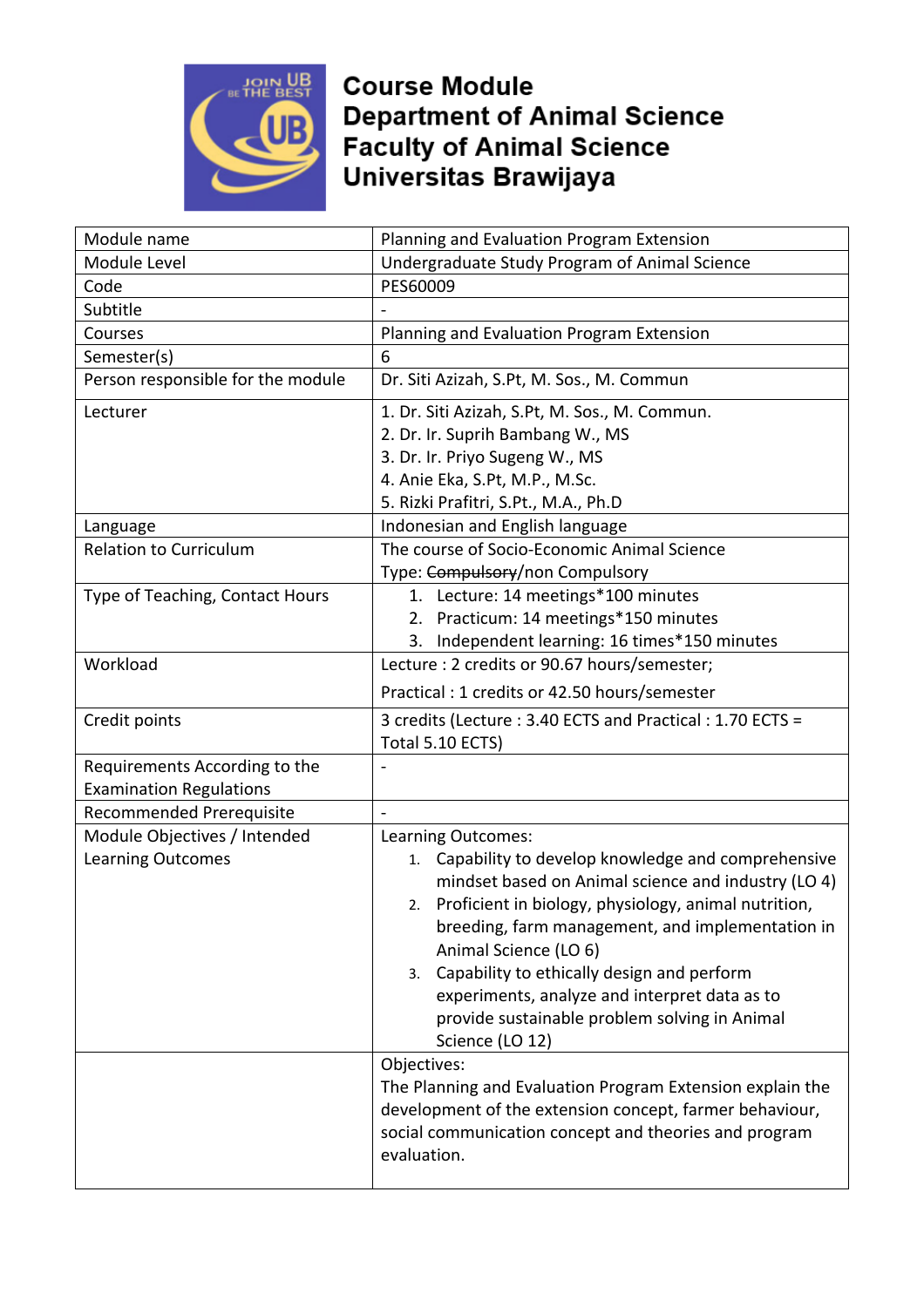# Course Module
# Department of Animal Science
# Faculty of Animal Science
# Universitas Brawijaya

| | |
|---|---|
| Module name | Planning and Evaluation Program Extension |
| Module Level | Undergraduate Study Program of Animal Science |
| Code | PES60009 |
| Subtitle | - |
| Courses | Planning and Evaluation Program Extension |
| Semester(s) | 6 |
| Person responsible for the module | Dr. Siti Azizah, S.Pt, M. Sos., M. Commun |
| Lecturer | 1. Dr. Siti Azizah, S.Pt, M. Sos., M. Commun.<br>2. Dr. Ir. Suprih Bambang W., MS<br>3. Dr. Ir. Priyo Sugeng W., MS<br>4. Anie Eka, S.Pt, M.P., M.Sc.<br>5. Rizki Prafitri, S.Pt., M.A., Ph.D |
| Language | Indonesian and English language |
| Relation to Curriculum | The course of Socio-Economic Animal Science<br>Type: ~~Compulsory~~/non Compulsory |
| Type of Teaching, Contact Hours | 1. Lecture: 14 meetings*100 minutes<br>2. Practicum: 14 meetings*150 minutes<br>3. Independent learning: 16 times*150 minutes |
| Workload | Lecture : 2 credits or 90.67 hours/semester;<br>Practical : 1 credits or 42.50 hours/semester |
| Credit points | 3 credits (Lecture : 3.40 ECTS and Practical : 1.70 ECTS = Total 5.10 ECTS) |
| Requirements According to the Examination Regulations | - |
| Recommended Prerequisite | - |
| Module Objectives / Intended Learning Outcomes | Learning Outcomes:<br>1. Capability to develop knowledge and comprehensive mindset based on Animal science and industry (LO 4)<br>2. Proficient in biology, physiology, animal nutrition, breeding, farm management, and implementation in Animal Science (LO 6)<br>3. Capability to ethically design and perform experiments, analyze and interpret data as to provide sustainable problem solving in Animal Science (LO 12) |
| | Objectives:<br>The Planning and Evaluation Program Extension explain the development of the extension concept, farmer behaviour, social communication concept and theories and program evaluation. |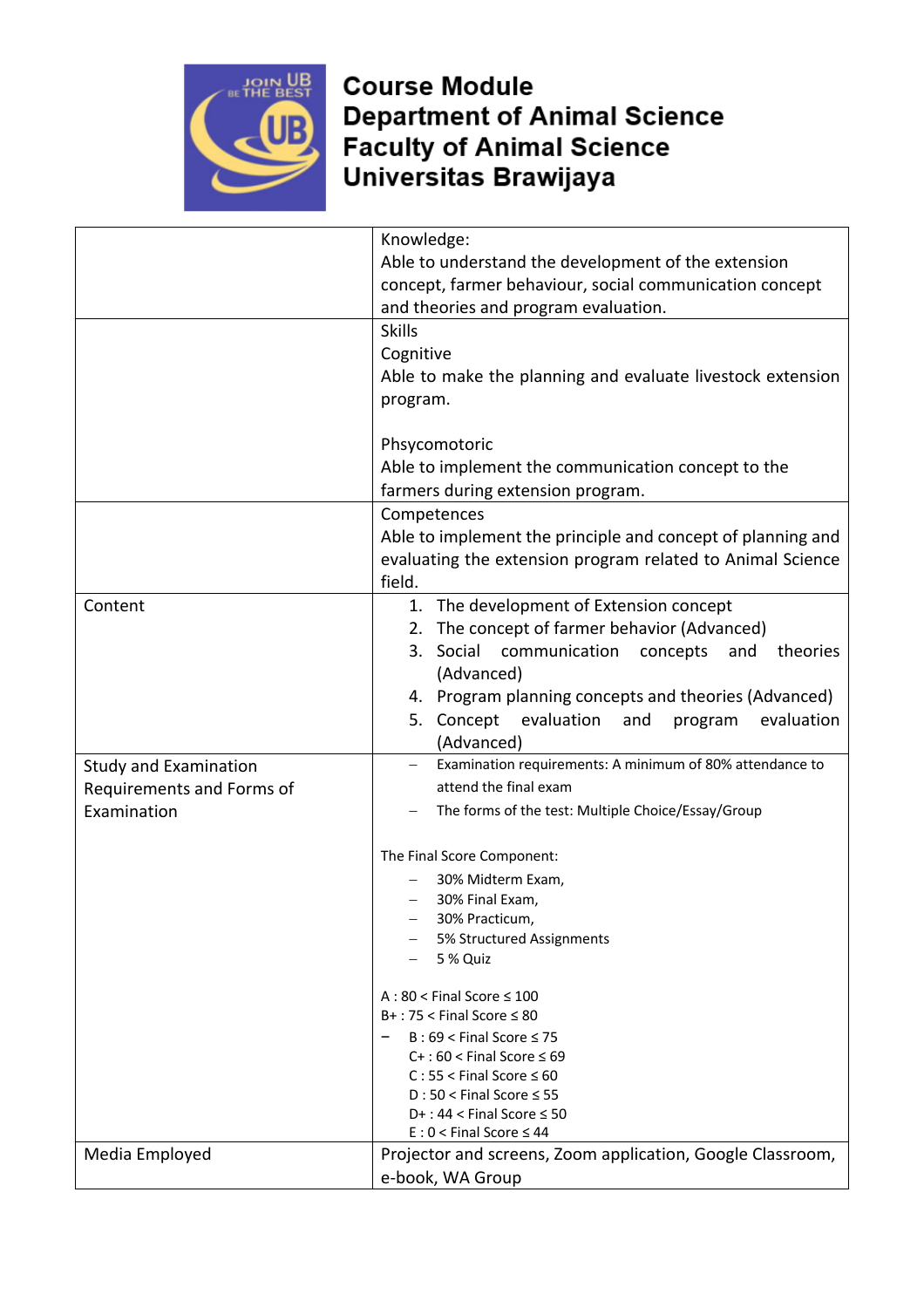**Course Module**
**Department of Animal Science**
**Faculty of Animal Science**
**Universitas Brawijaya**

| | |
|---|---|
| | Knowledge:<br>Able to understand the development of the extension concept, farmer behaviour, social communication concept and theories and program evaluation. |
| | Skills<br>Cognitive<br>Able to make the planning and evaluate livestock extension program.<br><br>Phsycomotoric<br>Able to implement the communication concept to the farmers during extension program. |
| | Competences<br>Able to implement the principle and concept of planning and evaluating the extension program related to Animal Science field. |
| Content | 1. The development of Extension concept<br>2. The concept of farmer behavior (Advanced)<br>3. Social communication concepts and theories (Advanced)<br>4. Program planning concepts and theories (Advanced)<br>5. Concept evaluation and program evaluation (Advanced) |
| Study and Examination Requirements and Forms of Examination | – Examination requirements: A minimum of 80% attendance to attend the final exam<br>– The forms of the test: Multiple Choice/Essay/Group<br><br>The Final Score Component:<br>– 30% Midterm Exam,<br>– 30% Final Exam,<br>– 30% Practicum,<br>– 5% Structured Assignments<br>– 5 % Quiz<br><br>A : 80 < Final Score ≤ 100<br>B+ : 75 < Final Score ≤ 80<br>– B : 69 < Final Score ≤ 75<br>C+ : 60 < Final Score ≤ 69<br>C : 55 < Final Score ≤ 60<br>D : 50 < Final Score ≤ 55<br>D+ : 44 < Final Score ≤ 50<br>E : 0 < Final Score ≤ 44 |
| Media Employed | Projector and screens, Zoom application, Google Classroom, e-book, WA Group |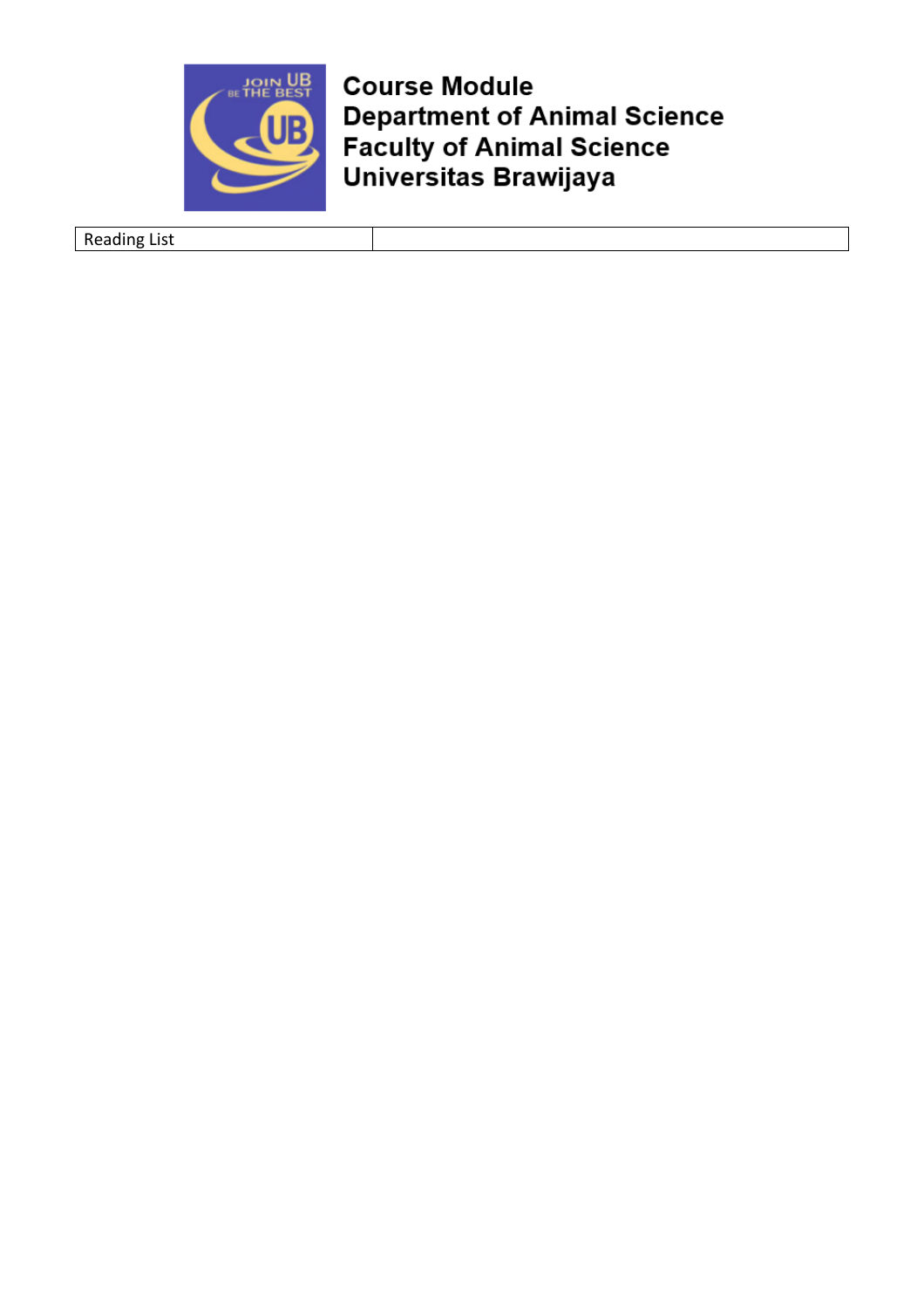**Course Module**
**Department of Animal Science**
**Faculty of Animal Science**
**Universitas Brawijaya**

| | |
|---|---|
| Reading List | |